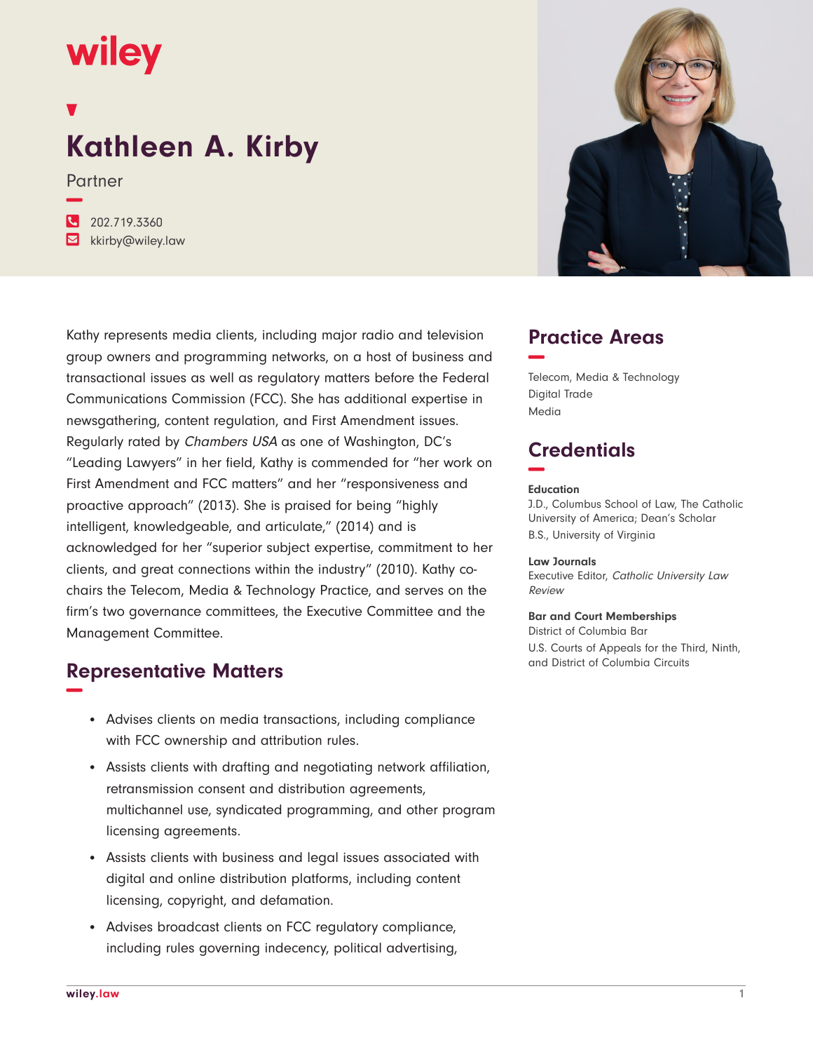wiley

# Kathleen A. Kirby

Partner

202.719.3360
kkirby@wiley.law

Kathy represents media clients, including major radio and television group owners and programming networks, on a host of business and transactional issues as well as regulatory matters before the Federal Communications Commission (FCC). She has additional expertise in newsgathering, content regulation, and First Amendment issues. Regularly rated by *Chambers USA* as one of Washington, DC's "Leading Lawyers" in her field, Kathy is commended for "her work on First Amendment and FCC matters" and her "responsiveness and proactive approach" (2013). She is praised for being "highly intelligent, knowledgeable, and articulate," (2014) and is acknowledged for her "superior subject expertise, commitment to her clients, and great connections within the industry" (2010). Kathy co-chairs the Telecom, Media & Technology Practice, and serves on the firm's two governance committees, the Executive Committee and the Management Committee.

## Representative Matters

- Advises clients on media transactions, including compliance with FCC ownership and attribution rules.
- Assists clients with drafting and negotiating network affiliation, retransmission consent and distribution agreements, multichannel use, syndicated programming, and other program licensing agreements.
- Assists clients with business and legal issues associated with digital and online distribution platforms, including content licensing, copyright, and defamation.
- Advises broadcast clients on FCC regulatory compliance, including rules governing indecency, political advertising,

## Practice Areas

Telecom, Media & Technology
Digital Trade
Media

## Credentials

**Education**
J.D., Columbus School of Law, The Catholic University of America; Dean's Scholar
B.S., University of Virginia

**Law Journals**
Executive Editor, *Catholic University Law Review*

**Bar and Court Memberships**
District of Columbia Bar
U.S. Courts of Appeals for the Third, Ninth, and District of Columbia Circuits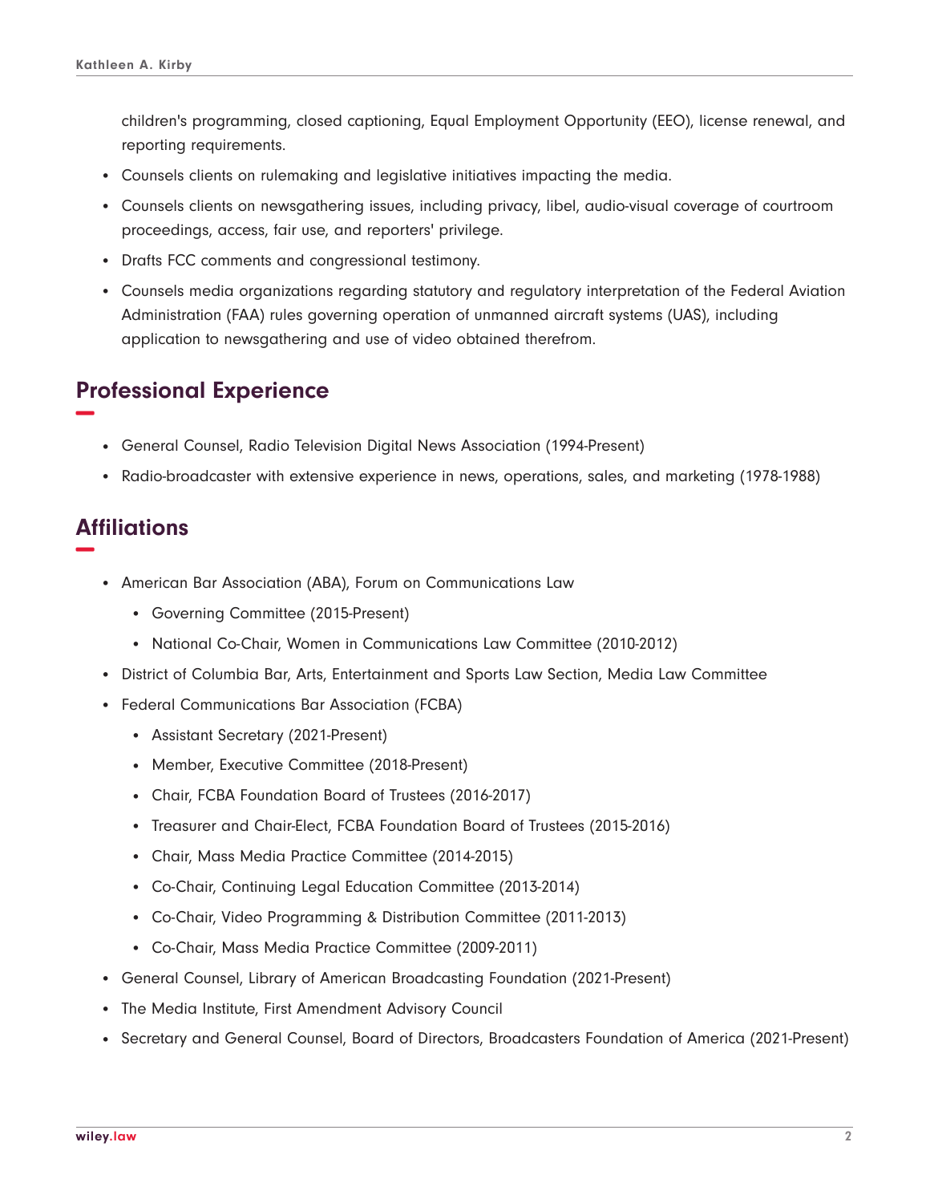children's programming, closed captioning, Equal Employment Opportunity (EEO), license renewal, and reporting requirements.

- Counsels clients on rulemaking and legislative initiatives impacting the media.
- Counsels clients on newsgathering issues, including privacy, libel, audio-visual coverage of courtroom proceedings, access, fair use, and reporters' privilege.
- Drafts FCC comments and congressional testimony.
- Counsels media organizations regarding statutory and regulatory interpretation of the Federal Aviation Administration (FAA) rules governing operation of unmanned aircraft systems (UAS), including application to newsgathering and use of video obtained therefrom.

## Professional Experience

- General Counsel, Radio Television Digital News Association (1994-Present)
- Radio-broadcaster with extensive experience in news, operations, sales, and marketing (1978-1988)

## Affiliations

- American Bar Association (ABA), Forum on Communications Law
  - Governing Committee (2015-Present)
  - National Co-Chair, Women in Communications Law Committee (2010-2012)
- District of Columbia Bar, Arts, Entertainment and Sports Law Section, Media Law Committee
- Federal Communications Bar Association (FCBA)
  - Assistant Secretary (2021-Present)
  - Member, Executive Committee (2018-Present)
  - Chair, FCBA Foundation Board of Trustees (2016-2017)
  - Treasurer and Chair-Elect, FCBA Foundation Board of Trustees (2015-2016)
  - Chair, Mass Media Practice Committee (2014-2015)
  - Co-Chair, Continuing Legal Education Committee (2013-2014)
  - Co-Chair, Video Programming & Distribution Committee (2011-2013)
  - Co-Chair, Mass Media Practice Committee (2009-2011)
- General Counsel, Library of American Broadcasting Foundation (2021-Present)
- The Media Institute, First Amendment Advisory Council
- Secretary and General Counsel, Board of Directors, Broadcasters Foundation of America (2021-Present)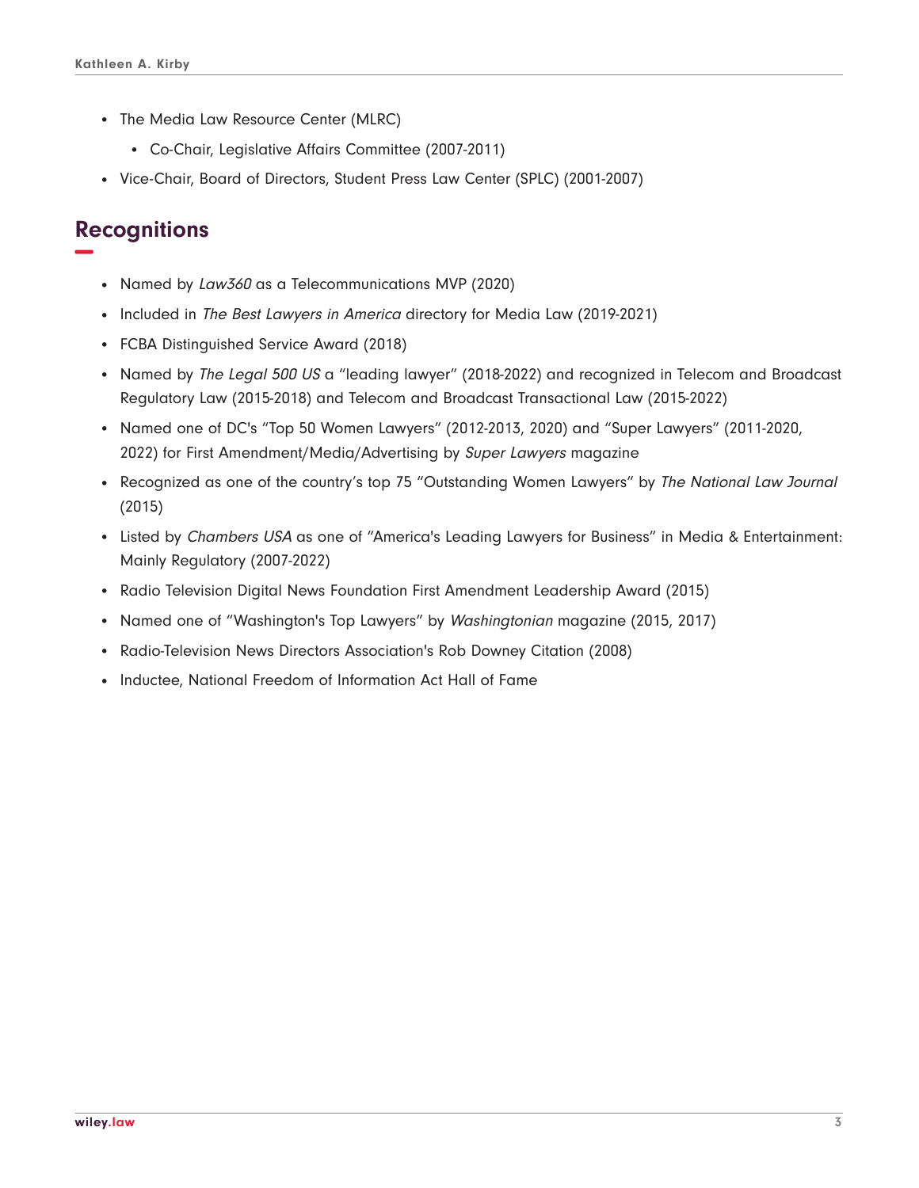- The Media Law Resource Center (MLRC)
  - Co-Chair, Legislative Affairs Committee (2007-2011)
- Vice-Chair, Board of Directors, Student Press Law Center (SPLC) (2001-2007)

## Recognitions

- Named by *Law360* as a Telecommunications MVP (2020)
- Included in *The Best Lawyers in America* directory for Media Law (2019-2021)
- FCBA Distinguished Service Award (2018)
- Named by *The Legal 500 US* a "leading lawyer" (2018-2022) and recognized in Telecom and Broadcast Regulatory Law (2015-2018) and Telecom and Broadcast Transactional Law (2015-2022)
- Named one of DC's "Top 50 Women Lawyers" (2012-2013, 2020) and "Super Lawyers" (2011-2020, 2022) for First Amendment/Media/Advertising by *Super Lawyers* magazine
- Recognized as one of the country's top 75 "Outstanding Women Lawyers" by *The National Law Journal* (2015)
- Listed by *Chambers USA* as one of "America's Leading Lawyers for Business" in Media & Entertainment: Mainly Regulatory (2007-2022)
- Radio Television Digital News Foundation First Amendment Leadership Award (2015)
- Named one of "Washington's Top Lawyers" by *Washingtonian* magazine (2015, 2017)
- Radio-Television News Directors Association's Rob Downey Citation (2008)
- Inductee, National Freedom of Information Act Hall of Fame